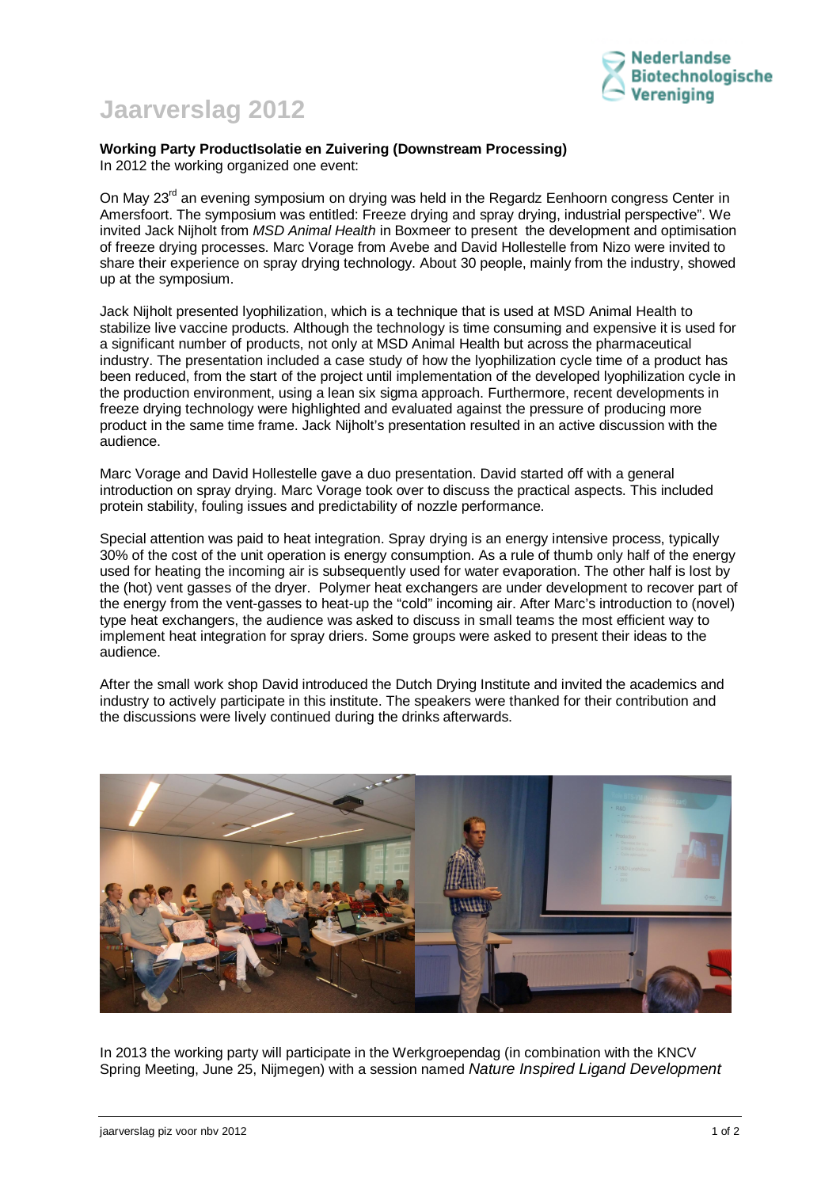# Jaarverslag 2012

**Working Party ProductIsolatie en Zuivering (Downstream Processing)**
In 2012 the working organized one event:

On May 23rd an evening symposium on drying was held in the Regardz Eenhoorn congress Center in Amersfoort. The symposium was entitled: Freeze drying and spray drying, industrial perspective". We invited Jack Nijholt from *MSD Animal Health* in Boxmeer to present the development and optimisation of freeze drying processes. Marc Vorage from Avebe and David Hollestelle from Nizo were invited to share their experience on spray drying technology. About 30 people, mainly from the industry, showed up at the symposium.

Jack Nijholt presented lyophilization, which is a technique that is used at MSD Animal Health to stabilize live vaccine products. Although the technology is time consuming and expensive it is used for a significant number of products, not only at MSD Animal Health but across the pharmaceutical industry. The presentation included a case study of how the lyophilization cycle time of a product has been reduced, from the start of the project until implementation of the developed lyophilization cycle in the production environment, using a lean six sigma approach. Furthermore, recent developments in freeze drying technology were highlighted and evaluated against the pressure of producing more product in the same time frame. Jack Nijholt's presentation resulted in an active discussion with the audience.

Marc Vorage and David Hollestelle gave a duo presentation. David started off with a general introduction on spray drying. Marc Vorage took over to discuss the practical aspects. This included protein stability, fouling issues and predictability of nozzle performance.

Special attention was paid to heat integration. Spray drying is an energy intensive process, typically 30% of the cost of the unit operation is energy consumption. As a rule of thumb only half of the energy used for heating the incoming air is subsequently used for water evaporation. The other half is lost by the (hot) vent gasses of the dryer. Polymer heat exchangers are under development to recover part of the energy from the vent-gasses to heat-up the "cold" incoming air. After Marc's introduction to (novel) type heat exchangers, the audience was asked to discuss in small teams the most efficient way to implement heat integration for spray driers. Some groups were asked to present their ideas to the audience.

After the small work shop David introduced the Dutch Drying Institute and invited the academics and industry to actively participate in this institute. The speakers were thanked for their contribution and the discussions were lively continued during the drinks afterwards.

In 2013 the working party will participate in the Werkgroependag (in combination with the KNCV Spring Meeting, June 25, Nijmegen) with a session named *Nature Inspired Ligand Development*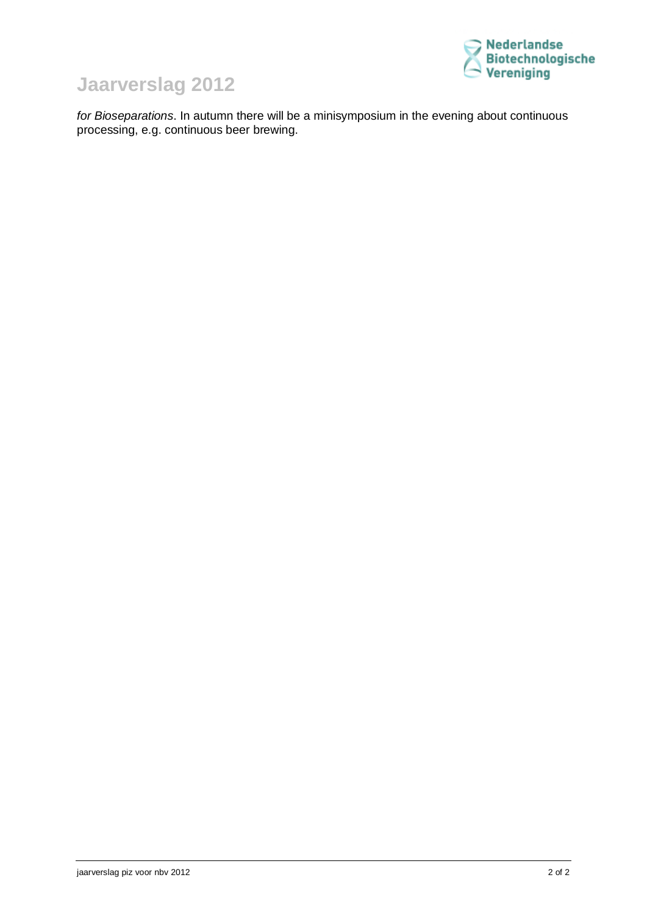*for Bioseparations*. In autumn there will be a minisymposium in the evening about continuous processing, e.g. continuous beer brewing.